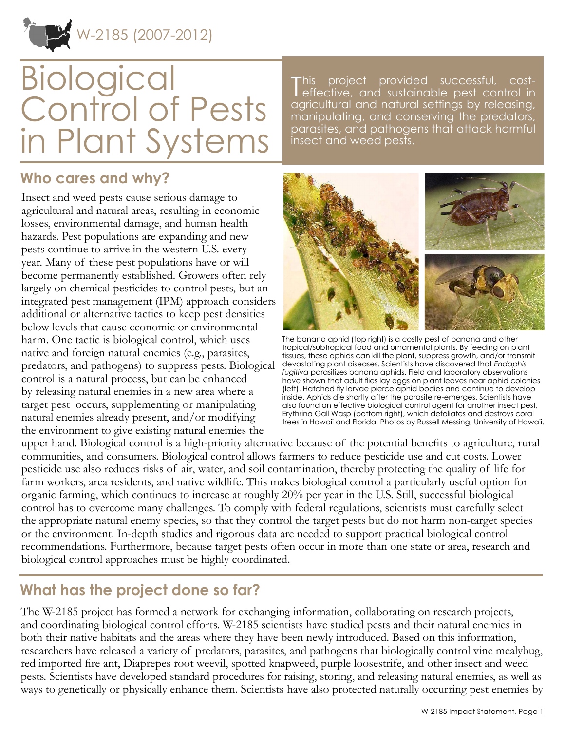W-2185 (2007-2012)

# Biological Control of Pests in Plant Systems

This project provided successful, cost-effective, and sustainable pest control in agricultural and natural settings by releasing, manipulating, and conserving the predators, parasites, and pathogens that attack harmful insect and weed pests.

## Who cares and why?

Insect and weed pests cause serious damage to agricultural and natural areas, resulting in economic losses, environmental damage, and human health hazards. Pest populations are expanding and new pests continue to arrive in the western U.S. every year. Many of these pest populations have or will become permanently established. Growers often rely largely on chemical pesticides to control pests, but an integrated pest management (IPM) approach considers additional or alternative tactics to keep pest densities below levels that cause economic or environmental harm. One tactic is biological control, which uses native and foreign natural enemies (e.g., parasites, predators, and pathogens) to suppress pests. Biological control is a natural process, but can be enhanced by releasing natural enemies in a new area where a target pest occurs, supplementing or manipulating natural enemies already present, and/or modifying the environment to give existing natural enemies the upper hand. Biological control is a high-priority alternative because of the potential benefits to agriculture, rural communities, and consumers. Biological control allows farmers to reduce pesticide use and cut costs. Lower pesticide use also reduces risks of air, water, and soil contamination, thereby protecting the quality of life for farm workers, area residents, and native wildlife. This makes biological control a particularly useful option for organic farming, which continues to increase at roughly 20% per year in the U.S. Still, successful biological control has to overcome many challenges. To comply with federal regulations, scientists must carefully select the appropriate natural enemy species, so that they control the target pests but do not harm non-target species or the environment. In-depth studies and rigorous data are needed to support practical biological control recommendations. Furthermore, because target pests often occur in more than one state or area, research and biological control approaches must be highly coordinated.

The banana aphid (top right) is a costly pest of banana and other tropical/subtropical food and ornamental plants. By feeding on plant tissues, these aphids can kill the plant, suppress growth, and/or transmit devastating plant diseases. Scientists have discovered that *Endaphis fugitiva* parasitizes banana aphids. Field and laboratory observations have shown that adult flies lay eggs on plant leaves near aphid colonies (left). Hatched fly larvae pierce aphid bodies and continue to develop inside. Aphids die shortly after the parasite re-emerges. Scientists have also found an effective biological control agent for another insect pest, Erythrina Gall Wasp (bottom right), which defoliates and destroys coral trees in Hawaii and Florida. Photos by Russell Messing, University of Hawaii.

## What has the project done so far?

The W-2185 project has formed a network for exchanging information, collaborating on research projects, and coordinating biological control efforts. W-2185 scientists have studied pests and their natural enemies in both their native habitats and the areas where they have been newly introduced. Based on this information, researchers have released a variety of predators, parasites, and pathogens that biologically control vine mealybug, red imported fire ant, Diaprepes root weevil, spotted knapweed, purple loosestrife, and other insect and weed pests. Scientists have developed standard procedures for raising, storing, and releasing natural enemies, as well as ways to genetically or physically enhance them. Scientists have also protected naturally occurring pest enemies by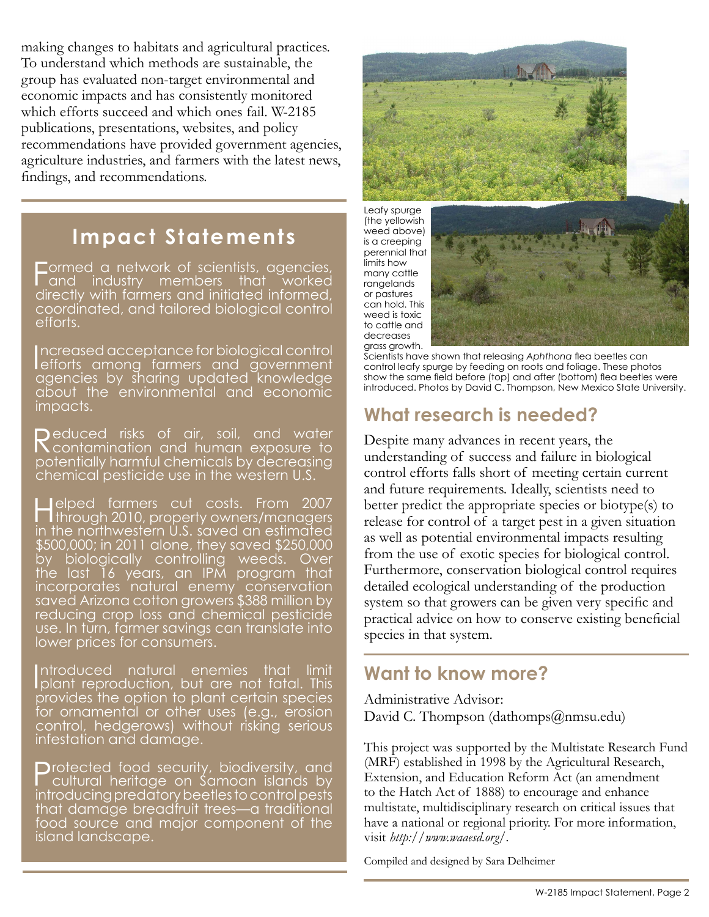making changes to habitats and agricultural practices. To understand which methods are sustainable, the group has evaluated non-target environmental and economic impacts and has consistently monitored which efforts succeed and which ones fail. W-2185 publications, presentations, websites, and policy recommendations have provided government agencies, agriculture industries, and farmers with the latest news, findings, and recommendations.

## Impact Statements

Formed a network of scientists, agencies, and industry members that worked directly with farmers and initiated informed, coordinated, and tailored biological control efforts.

Increased acceptance for biological control efforts among farmers and government agencies by sharing updated knowledge about the environmental and economic impacts.

Reduced risks of air, soil, and water contamination and human exposure to potentially harmful chemicals by decreasing chemical pesticide use in the western U.S.

Helped farmers cut costs. From 2007 through 2010, property owners/managers in the northwestern U.S. saved an estimated $500,000; in 2011 alone, they saved $250,000 by biologically controlling weeds. Over the last 16 years, an IPM program that incorporates natural enemy conservation saved Arizona cotton growers $388 million by reducing crop loss and chemical pesticide use. In turn, farmer savings can translate into lower prices for consumers.

Introduced natural enemies that limit plant reproduction, but are not fatal. This provides the option to plant certain species for ornamental or other uses (e.g., erosion control, hedgerows) without risking serious infestation and damage.

Protected food security, biodiversity, and cultural heritage on Samoan islands by introducing predatory beetles to control pests that damage breadfruit trees—a traditional food source and major component of the island landscape.

Leafy spurge (the yellowish weed above) is a creeping perennial that limits how many cattle rangelands or pastures can hold. This weed is toxic to cattle and decreases grass growth.

Scientists have shown that releasing *Aphthona* flea beetles can control leafy spurge by feeding on roots and foliage. These photos show the same field before (top) and after (bottom) flea beetles were introduced. Photos by David C. Thompson, New Mexico State University.

## What research is needed?

Despite many advances in recent years, the understanding of success and failure in biological control efforts falls short of meeting certain current and future requirements. Ideally, scientists need to better predict the appropriate species or biotype(s) to release for control of a target pest in a given situation as well as potential environmental impacts resulting from the use of exotic species for biological control. Furthermore, conservation biological control requires detailed ecological understanding of the production system so that growers can be given very specific and practical advice on how to conserve existing beneficial species in that system.

## Want to know more?

Administrative Advisor:
David C. Thompson (dathomps@nmsu.edu)

This project was supported by the Multistate Research Fund (MRF) established in 1998 by the Agricultural Research, Extension, and Education Reform Act (an amendment to the Hatch Act of 1888) to encourage and enhance multistate, multidisciplinary research on critical issues that have a national or regional priority. For more information, visit *http://www.waaesd.org/*.

Compiled and designed by Sara Delheimer